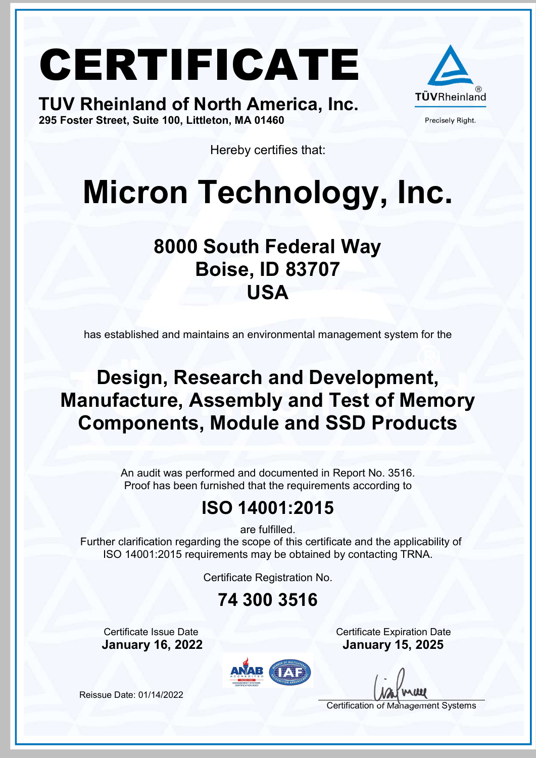# CERTIFICATE

**TUV Rheinland of North America, Inc.**
**295 Foster Street, Suite 100, Littleton, MA 01460**

TÜVRheinland®
Precisely Right.

Hereby certifies that:

# Micron Technology, Inc.

## 8000 South Federal Way
## Boise, ID 83707
## USA

has established and maintains an environmental management system for the

## Design, Research and Development, Manufacture, Assembly and Test of Memory Components, Module and SSD Products

An audit was performed and documented in Report No. 3516.
Proof has been furnished that the requirements according to

## ISO 14001:2015

are fulfilled.
Further clarification regarding the scope of this certificate and the applicability of ISO 14001:2015 requirements may be obtained by contacting TRNA.

Certificate Registration No.

## 74 300 3516

Certificate Issue Date
**January 16, 2022**

Certificate Expiration Date
**January 15, 2025**

Reissue Date: 01/14/2022

Certification of Management Systems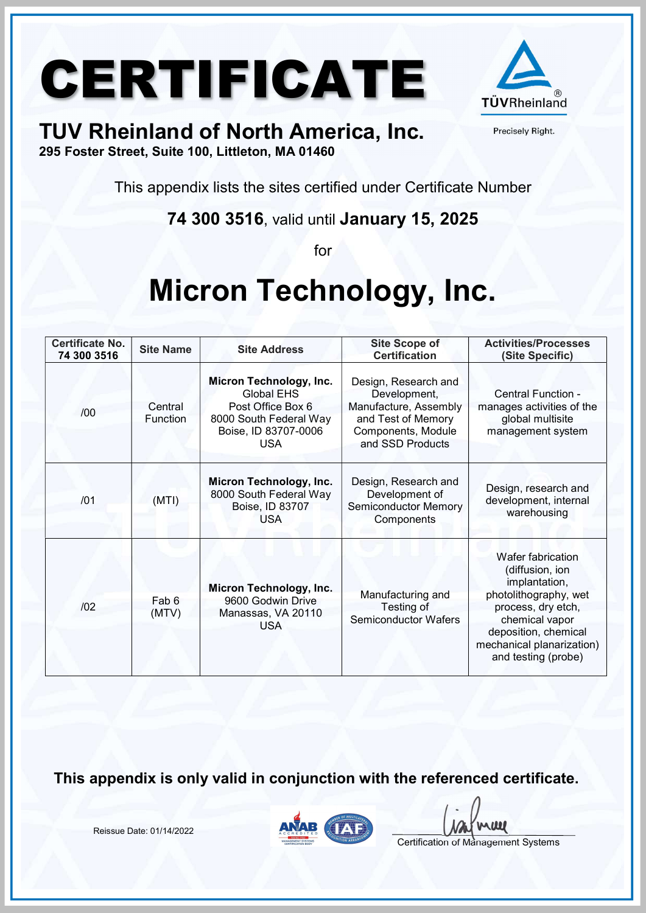# CERTIFICATE

## TUV Rheinland of North America, Inc.

**295 Foster Street, Suite 100, Littleton, MA 01460**

TÜVRheinland®

Precisely Right.

This appendix lists the sites certified under Certificate Number

**74 300 3516**, valid until **January 15, 2025**

for

# Micron Technology, Inc.

| Certificate No. 74 300 3516 | Site Name | Site Address | Site Scope of Certification | Activities/Processes (Site Specific) |
|---|---|---|---|---|
| /00 | Central Function | **Micron Technology, Inc.** Global EHS Post Office Box 6 8000 South Federal Way Boise, ID 83707-0006 USA | Design, Research and Development, Manufacture, Assembly and Test of Memory Components, Module and SSD Products | Central Function - manages activities of the global multisite management system |
| /01 | (MTI) | **Micron Technology, Inc.** 8000 South Federal Way Boise, ID 83707 USA | Design, Research and Development of Semiconductor Memory Components | Design, research and development, internal warehousing |
| /02 | Fab 6 (MTV) | **Micron Technology, Inc.** 9600 Godwin Drive Manassas, VA 20110 USA | Manufacturing and Testing of Semiconductor Wafers | Wafer fabrication (diffusion, ion implantation, photolithography, wet process, dry etch, chemical vapor deposition, chemical mechanical planarization) and testing (probe) |

**This appendix is only valid in conjunction with the referenced certificate.**

Reissue Date: 01/14/2022

Certification of Management Systems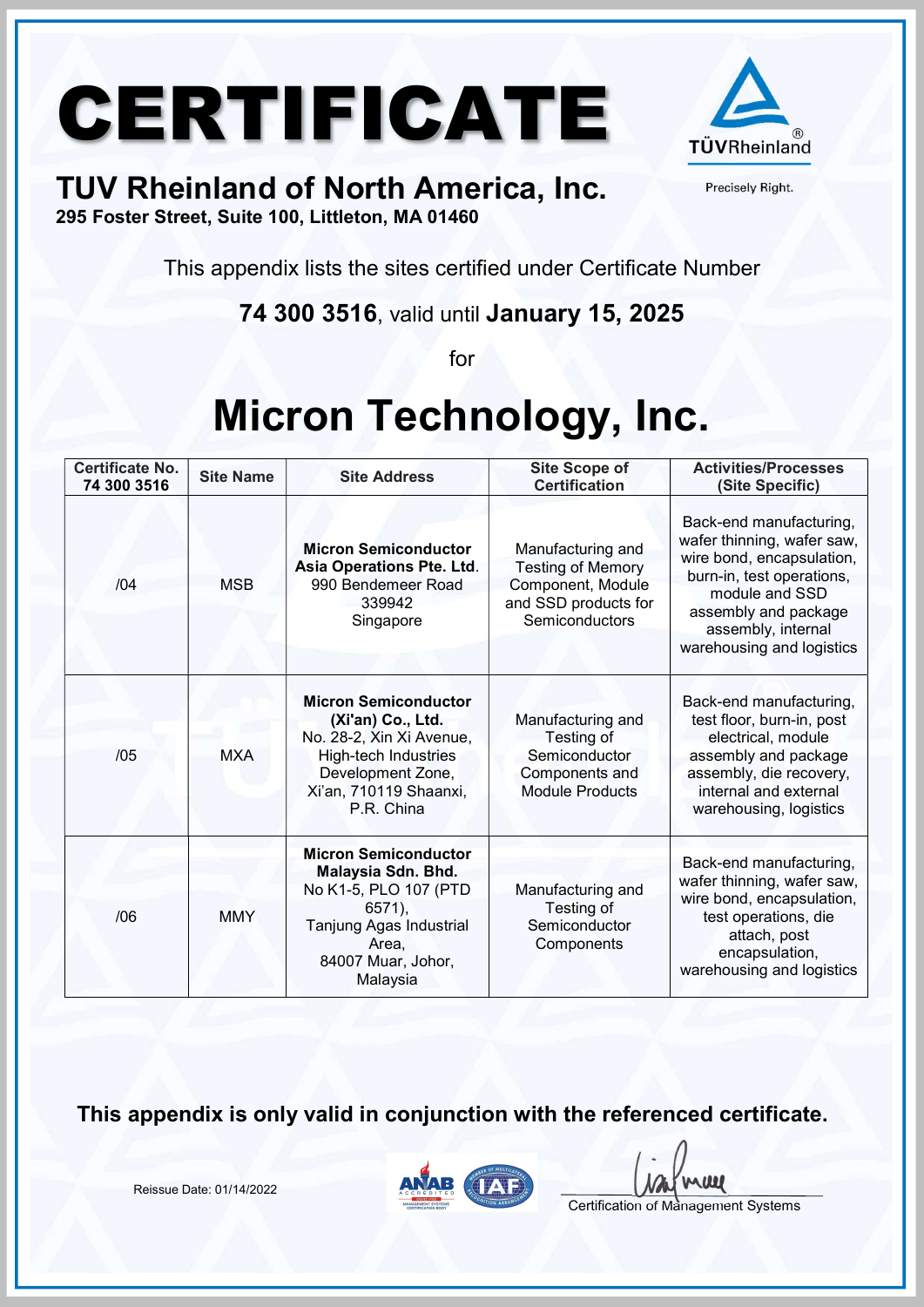# CERTIFICATE

TÜVRheinland®

Precisely Right.

## TUV Rheinland of North America, Inc.

**295 Foster Street, Suite 100, Littleton, MA 01460**

This appendix lists the sites certified under Certificate Number

**74 300 3516**, valid until **January 15, 2025**

for

# Micron Technology, Inc.

| Certificate No. 74 300 3516 | Site Name | Site Address | Site Scope of Certification | Activities/Processes (Site Specific) |
|---|---|---|---|---|
| /04 | MSB | **Micron Semiconductor Asia Operations Pte. Ltd.** 990 Bendemeer Road 339942 Singapore | Manufacturing and Testing of Memory Component, Module and SSD products for Semiconductors | Back-end manufacturing, wafer thinning, wafer saw, wire bond, encapsulation, burn-in, test operations, module and SSD assembly and package assembly, internal warehousing and logistics |
| /05 | MXA | **Micron Semiconductor (Xi'an) Co., Ltd.** No. 28-2, Xin Xi Avenue, High-tech Industries Development Zone, Xi'an, 710119 Shaanxi, P.R. China | Manufacturing and Testing of Semiconductor Components and Module Products | Back-end manufacturing, test floor, burn-in, post electrical, module assembly and package assembly, die recovery, internal and external warehousing, logistics |
| /06 | MMY | **Micron Semiconductor Malaysia Sdn. Bhd.** No K1-5, PLO 107 (PTD 6571), Tanjung Agas Industrial Area, 84007 Muar, Johor, Malaysia | Manufacturing and Testing of Semiconductor Components | Back-end manufacturing, wafer thinning, wafer saw, wire bond, encapsulation, test operations, die attach, post encapsulation, warehousing and logistics |

**This appendix is only valid in conjunction with the referenced certificate.**

Reissue Date: 01/14/2022

Certification of Management Systems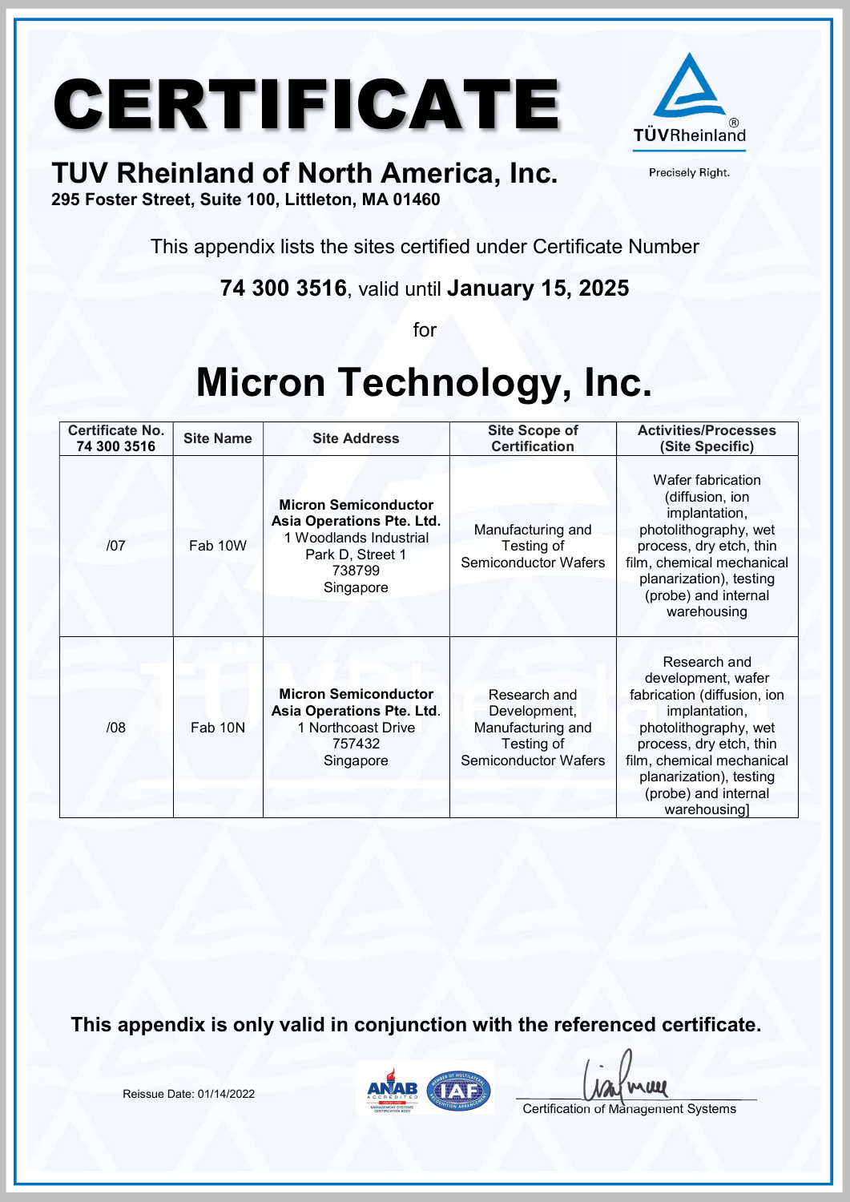# CERTIFICATE

TÜVRheinland®

Precisely Right.

## TUV Rheinland of North America, Inc.

**295 Foster Street, Suite 100, Littleton, MA 01460**

This appendix lists the sites certified under Certificate Number

**74 300 3516**, valid until **January 15, 2025**

for

# Micron Technology, Inc.

| Certificate No. 74 300 3516 | Site Name | Site Address | Site Scope of Certification | Activities/Processes (Site Specific) |
|---|---|---|---|---|
| /07 | Fab 10W | **Micron Semiconductor Asia Operations Pte. Ltd.** 1 Woodlands Industrial Park D, Street 1 738799 Singapore | Manufacturing and Testing of Semiconductor Wafers | Wafer fabrication (diffusion, ion implantation, photolithography, wet process, dry etch, thin film, chemical mechanical planarization), testing (probe) and internal warehousing |
| /08 | Fab 10N | **Micron Semiconductor Asia Operations Pte. Ltd**. 1 Northcoast Drive 757432 Singapore | Research and Development, Manufacturing and Testing of Semiconductor Wafers | Research and development, wafer fabrication (diffusion, ion implantation, photolithography, wet process, dry etch, thin film, chemical mechanical planarization), testing (probe) and internal warehousing] |

**This appendix is only valid in conjunction with the referenced certificate.**

Reissue Date: 01/14/2022

Certification of Management Systems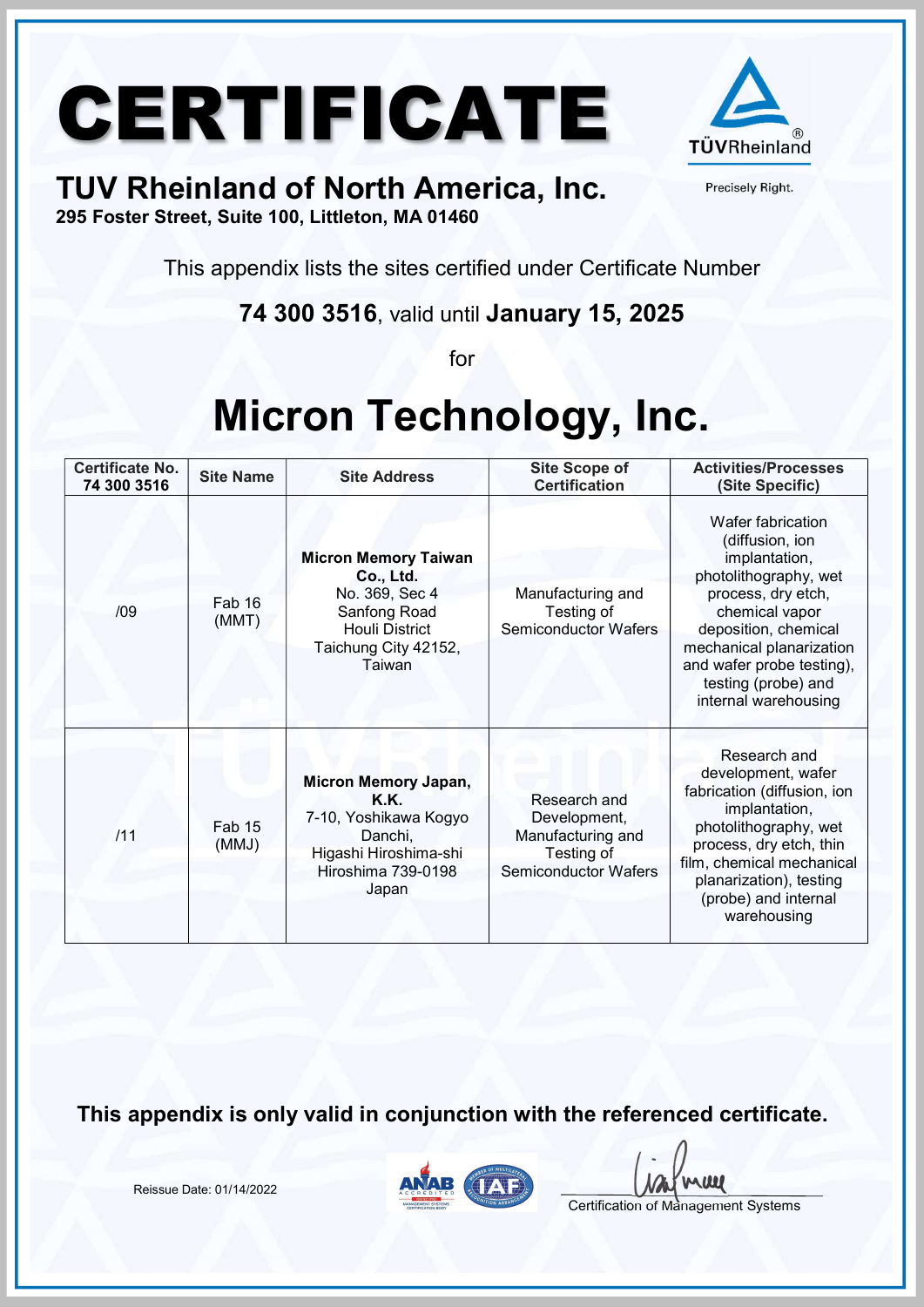# CERTIFICATE

## TUV Rheinland of North America, Inc.

**295 Foster Street, Suite 100, Littleton, MA 01460**

TÜVRheinland®
Precisely Right.

This appendix lists the sites certified under Certificate Number

**74 300 3516**, valid until **January 15, 2025**

for

# Micron Technology, Inc.

| Certificate No. 74 300 3516 | Site Name | Site Address | Site Scope of Certification | Activities/Processes (Site Specific) |
|---|---|---|---|---|
| /09 | Fab 16 (MMT) | **Micron Memory Taiwan Co., Ltd.** No. 369, Sec 4 Sanfong Road Houli District Taichung City 42152, Taiwan | Manufacturing and Testing of Semiconductor Wafers | Wafer fabrication (diffusion, ion implantation, photolithography, wet process, dry etch, chemical vapor deposition, chemical mechanical planarization and wafer probe testing), testing (probe) and internal warehousing |
| /11 | Fab 15 (MMJ) | **Micron Memory Japan, K.K.** 7-10, Yoshikawa Kogyo Danchi, Higashi Hiroshima-shi Hiroshima 739-0198 Japan | Research and Development, Manufacturing and Testing of Semiconductor Wafers | Research and development, wafer fabrication (diffusion, ion implantation, photolithography, wet process, dry etch, thin film, chemical mechanical planarization), testing (probe) and internal warehousing |

**This appendix is only valid in conjunction with the referenced certificate.**

Reissue Date: 01/14/2022

Certification of Management Systems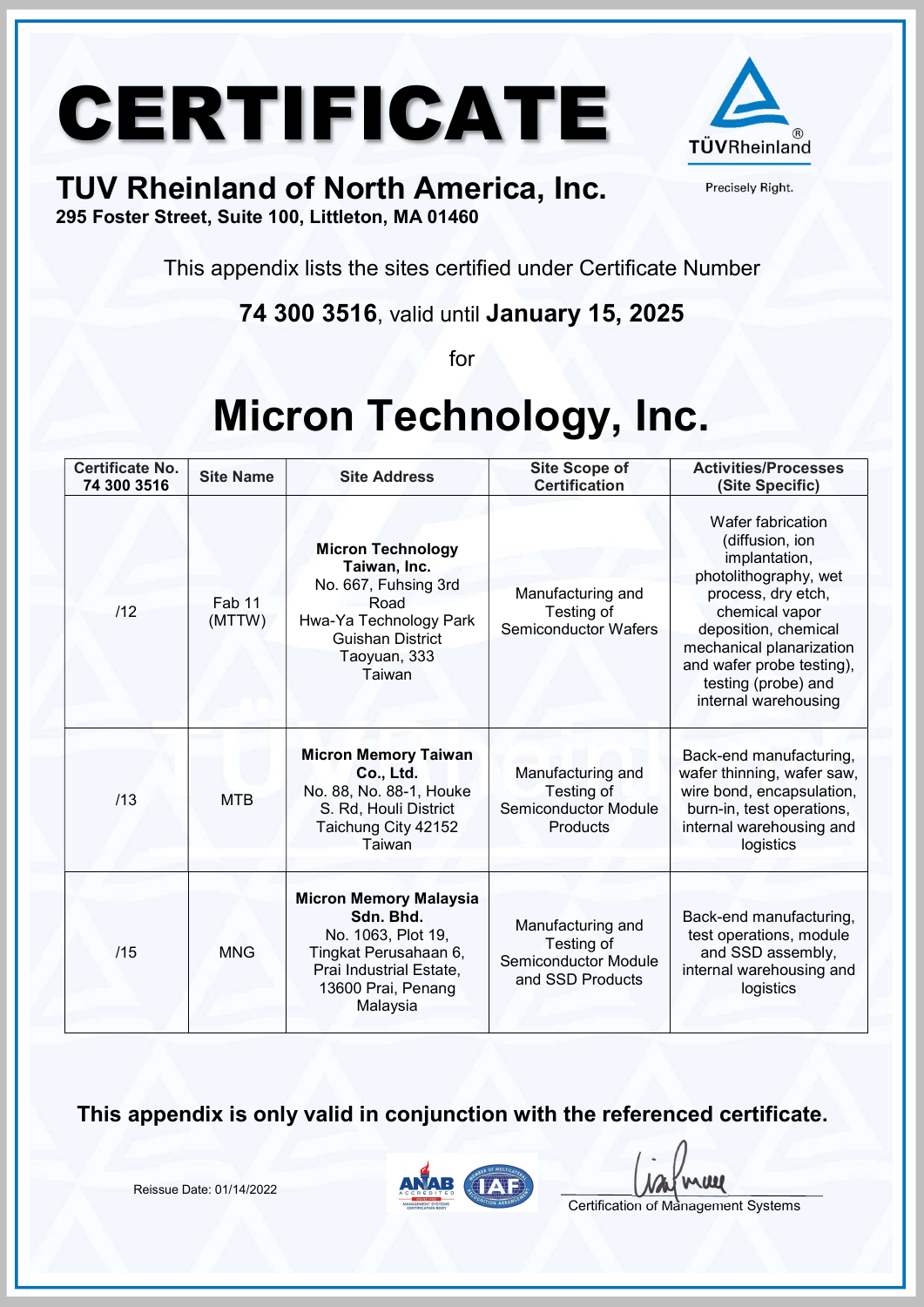# CERTIFICATE

TÜVRheinland®

Precisely Right.

## TUV Rheinland of North America, Inc.

**295 Foster Street, Suite 100, Littleton, MA 01460**

This appendix lists the sites certified under Certificate Number

**74 300 3516**, valid until **January 15, 2025**

for

# Micron Technology, Inc.

| Certificate No. 74 300 3516 | Site Name | Site Address | Site Scope of Certification | Activities/Processes (Site Specific) |
|---|---|---|---|---|
| /12 | Fab 11 (MTTW) | **Micron Technology Taiwan, Inc.** No. 667, Fuhsing 3rd Road Hwa-Ya Technology Park Guishan District Taoyuan, 333 Taiwan | Manufacturing and Testing of Semiconductor Wafers | Wafer fabrication (diffusion, ion implantation, photolithography, wet process, dry etch, chemical vapor deposition, chemical mechanical planarization and wafer probe testing), testing (probe) and internal warehousing |
| /13 | MTB | **Micron Memory Taiwan Co., Ltd.** No. 88, No. 88-1, Houke S. Rd, Houli District Taichung City 42152 Taiwan | Manufacturing and Testing of Semiconductor Module Products | Back-end manufacturing, wafer thinning, wafer saw, wire bond, encapsulation, burn-in, test operations, internal warehousing and logistics |
| /15 | MNG | **Micron Memory Malaysia Sdn. Bhd.** No. 1063, Plot 19, Tingkat Perusahaan 6, Prai Industrial Estate, 13600 Prai, Penang Malaysia | Manufacturing and Testing of Semiconductor Module and SSD Products | Back-end manufacturing, test operations, module and SSD assembly, internal warehousing and logistics |

**This appendix is only valid in conjunction with the referenced certificate.**

Reissue Date: 01/14/2022

Certification of Management Systems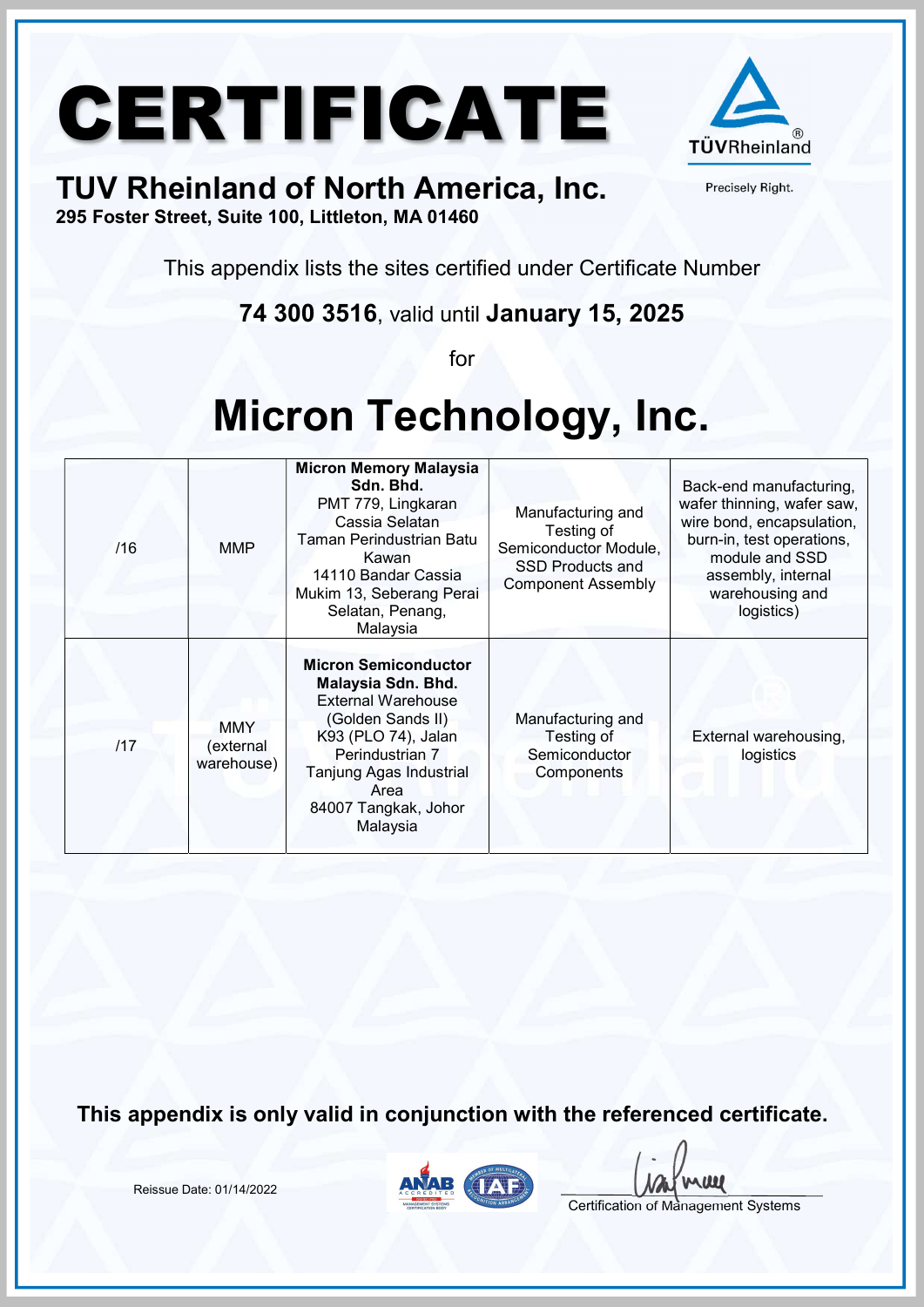# CERTIFICATE

TÜVRheinland®

Precisely Right.

## TUV Rheinland of North America, Inc.

**295 Foster Street, Suite 100, Littleton, MA 01460**

This appendix lists the sites certified under Certificate Number

**74 300 3516**, valid until **January 15, 2025**

for

# Micron Technology, Inc.

| | | | | |
|---|---|---|---|---|
| /16 | MMP | **Micron Memory Malaysia Sdn. Bhd.** PMT 779, Lingkaran Cassia Selatan Taman Perindustrian Batu Kawan 14110 Bandar Cassia Mukim 13, Seberang Perai Selatan, Penang, Malaysia | Manufacturing and Testing of Semiconductor Module, SSD Products and Component Assembly | Back-end manufacturing, wafer thinning, wafer saw, wire bond, encapsulation, burn-in, test operations, module and SSD assembly, internal warehousing and logistics) |
| /17 | MMY (external warehouse) | **Micron Semiconductor Malaysia Sdn. Bhd.** External Warehouse (Golden Sands II) K93 (PLO 74), Jalan Perindustrian 7 Tanjung Agas Industrial Area 84007 Tangkak, Johor Malaysia | Manufacturing and Testing of Semiconductor Components | External warehousing, logistics |

**This appendix is only valid in conjunction with the referenced certificate.**

Reissue Date: 01/14/2022

Certification of Management Systems